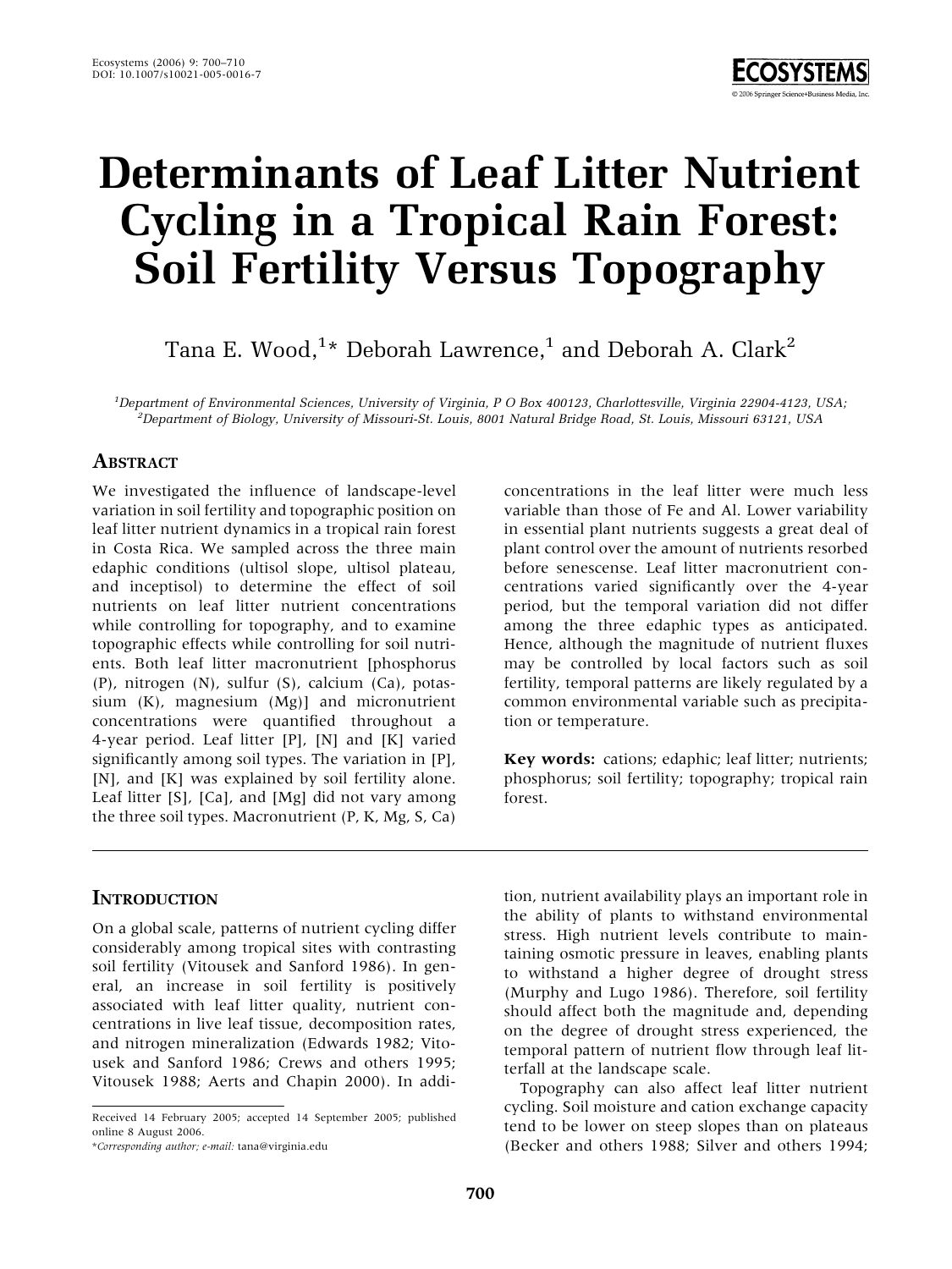# Determinants of Leaf Litter Nutrient Cycling in a Tropical Rain Forest: Soil Fertility Versus Topography

Tana E. Wood,[1]* Deborah Lawrence,[1] and Deborah A. Clark[2]

[1]Department of Environmental Sciences, University of Virginia, P O Box 400123, Charlottesville, Virginia 22904-4123, USA; [2]Department of Biology, University of Missouri-St. Louis, 8001 Natural Bridge Road, St. Louis, Missouri 63121, USA

## Abstract

We investigated the influence of landscape-level variation in soil fertility and topographic position on leaf litter nutrient dynamics in a tropical rain forest in Costa Rica. We sampled across the three main edaphic conditions (ultisol slope, ultisol plateau, and inceptisol) to determine the effect of soil nutrients on leaf litter nutrient concentrations while controlling for topography, and to examine topographic effects while controlling for soil nutrients. Both leaf litter macronutrient [phosphorus (P), nitrogen (N), sulfur (S), calcium (Ca), potassium (K), magnesium (Mg)] and micronutrient concentrations were quantified throughout a 4-year period. Leaf litter [P], [N] and [K] varied significantly among soil types. The variation in [P], [N], and [K] was explained by soil fertility alone. Leaf litter [S], [Ca], and [Mg] did not vary among the three soil types. Macronutrient (P, K, Mg, S, Ca) concentrations in the leaf litter were much less variable than those of Fe and Al. Lower variability in essential plant nutrients suggests a great deal of plant control over the amount of nutrients resorbed before senescense. Leaf litter macronutrient concentrations varied significantly over the 4-year period, but the temporal variation did not differ among the three edaphic types as anticipated. Hence, although the magnitude of nutrient fluxes may be controlled by local factors such as soil fertility, temporal patterns are likely regulated by a common environmental variable such as precipitation or temperature.

**Key words:** cations; edaphic; leaf litter; nutrients; phosphorus; soil fertility; topography; tropical rain forest.

## Introduction

On a global scale, patterns of nutrient cycling differ considerably among tropical sites with contrasting soil fertility (Vitousek and Sanford 1986). In general, an increase in soil fertility is positively associated with leaf litter quality, nutrient concentrations in live leaf tissue, decomposition rates, and nitrogen mineralization (Edwards 1982; Vitousek and Sanford 1986; Crews and others 1995; Vitousek 1988; Aerts and Chapin 2000). In addition, nutrient availability plays an important role in the ability of plants to withstand environmental stress. High nutrient levels contribute to maintaining osmotic pressure in leaves, enabling plants to withstand a higher degree of drought stress (Murphy and Lugo 1986). Therefore, soil fertility should affect both the magnitude and, depending on the degree of drought stress experienced, the temporal pattern of nutrient flow through leaf litterfall at the landscape scale.

Topography can also affect leaf litter nutrient cycling. Soil moisture and cation exchange capacity tend to be lower on steep slopes than on plateaus (Becker and others 1988; Silver and others 1994;

Received 14 February 2005; accepted 14 September 2005; published online 8 August 2006.

*Corresponding author; e-mail: tana@virginia.edu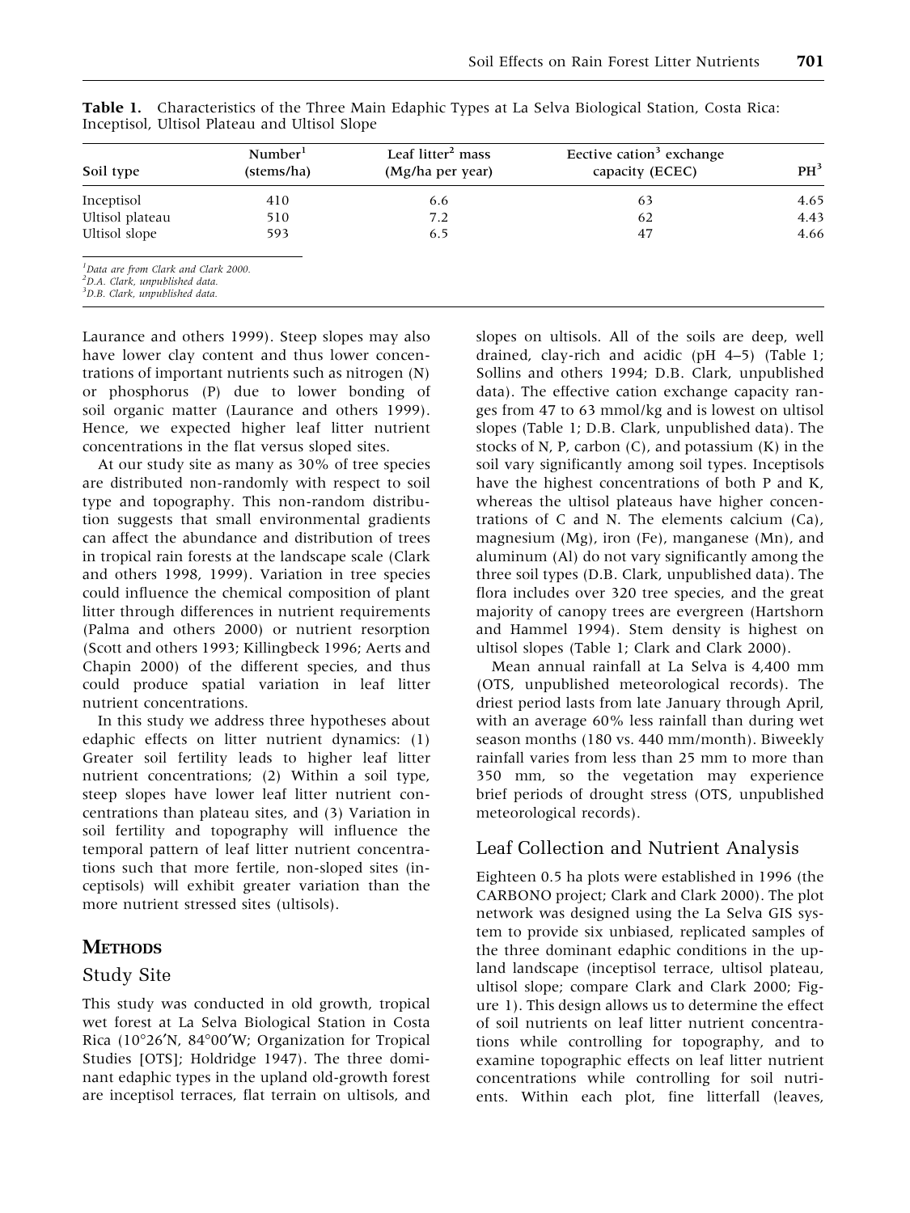**Table 1.** Characteristics of the Three Main Edaphic Types at La Selva Biological Station, Costa Rica: Inceptisol, Ultisol Plateau and Ultisol Slope

| Soil type | Number[1] (stems/ha) | Leaf litter[2] mass (Mg/ha per year) | Eective cation[3] exchange capacity (ECEC) | PH[3] |
|---|---|---|---|---|
| Inceptisol | 410 | 6.6 | 63 | 4.65 |
| Ultisol plateau | 510 | 7.2 | 62 | 4.43 |
| Ultisol slope | 593 | 6.5 | 47 | 4.66 |

[1]*Data are from Clark and Clark 2000.*
[2]*D.A. Clark, unpublished data.*
[3]*D.B. Clark, unpublished data.*

Laurance and others 1999). Steep slopes may also have lower clay content and thus lower concentrations of important nutrients such as nitrogen (N) or phosphorus (P) due to lower bonding of soil organic matter (Laurance and others 1999). Hence, we expected higher leaf litter nutrient concentrations in the flat versus sloped sites.

At our study site as many as 30% of tree species are distributed non-randomly with respect to soil type and topography. This non-random distribution suggests that small environmental gradients can affect the abundance and distribution of trees in tropical rain forests at the landscape scale (Clark and others 1998, 1999). Variation in tree species could influence the chemical composition of plant litter through differences in nutrient requirements (Palma and others 2000) or nutrient resorption (Scott and others 1993; Killingbeck 1996; Aerts and Chapin 2000) of the different species, and thus could produce spatial variation in leaf litter nutrient concentrations.

In this study we address three hypotheses about edaphic effects on litter nutrient dynamics: (1) Greater soil fertility leads to higher leaf litter nutrient concentrations; (2) Within a soil type, steep slopes have lower leaf litter nutrient concentrations than plateau sites, and (3) Variation in soil fertility and topography will influence the temporal pattern of leaf litter nutrient concentrations such that more fertile, non-sloped sites (inceptisols) will exhibit greater variation than the more nutrient stressed sites (ultisols).

## Methods

### Study Site

This study was conducted in old growth, tropical wet forest at La Selva Biological Station in Costa Rica (10°26′N, 84°00′W; Organization for Tropical Studies [OTS]; Holdridge 1947). The three dominant edaphic types in the upland old-growth forest are inceptisol terraces, flat terrain on ultisols, and slopes on ultisols. All of the soils are deep, well drained, clay-rich and acidic (pH 4–5) (Table 1; Sollins and others 1994; D.B. Clark, unpublished data). The effective cation exchange capacity ranges from 47 to 63 mmol/kg and is lowest on ultisol slopes (Table 1; D.B. Clark, unpublished data). The stocks of N, P, carbon (C), and potassium (K) in the soil vary significantly among soil types. Inceptisols have the highest concentrations of both P and K, whereas the ultisol plateaus have higher concentrations of C and N. The elements calcium (Ca), magnesium (Mg), iron (Fe), manganese (Mn), and aluminum (Al) do not vary significantly among the three soil types (D.B. Clark, unpublished data). The flora includes over 320 tree species, and the great majority of canopy trees are evergreen (Hartshorn and Hammel 1994). Stem density is highest on ultisol slopes (Table 1; Clark and Clark 2000).

Mean annual rainfall at La Selva is 4,400 mm (OTS, unpublished meteorological records). The driest period lasts from late January through April, with an average 60% less rainfall than during wet season months (180 vs. 440 mm/month). Biweekly rainfall varies from less than 25 mm to more than 350 mm, so the vegetation may experience brief periods of drought stress (OTS, unpublished meteorological records).

### Leaf Collection and Nutrient Analysis

Eighteen 0.5 ha plots were established in 1996 (the CARBONO project; Clark and Clark 2000). The plot network was designed using the La Selva GIS system to provide six unbiased, replicated samples of the three dominant edaphic conditions in the upland landscape (inceptisol terrace, ultisol plateau, ultisol slope; compare Clark and Clark 2000; Figure 1). This design allows us to determine the effect of soil nutrients on leaf litter nutrient concentrations while controlling for topography, and to examine topographic effects on leaf litter nutrient concentrations while controlling for soil nutrients. Within each plot, fine litterfall (leaves,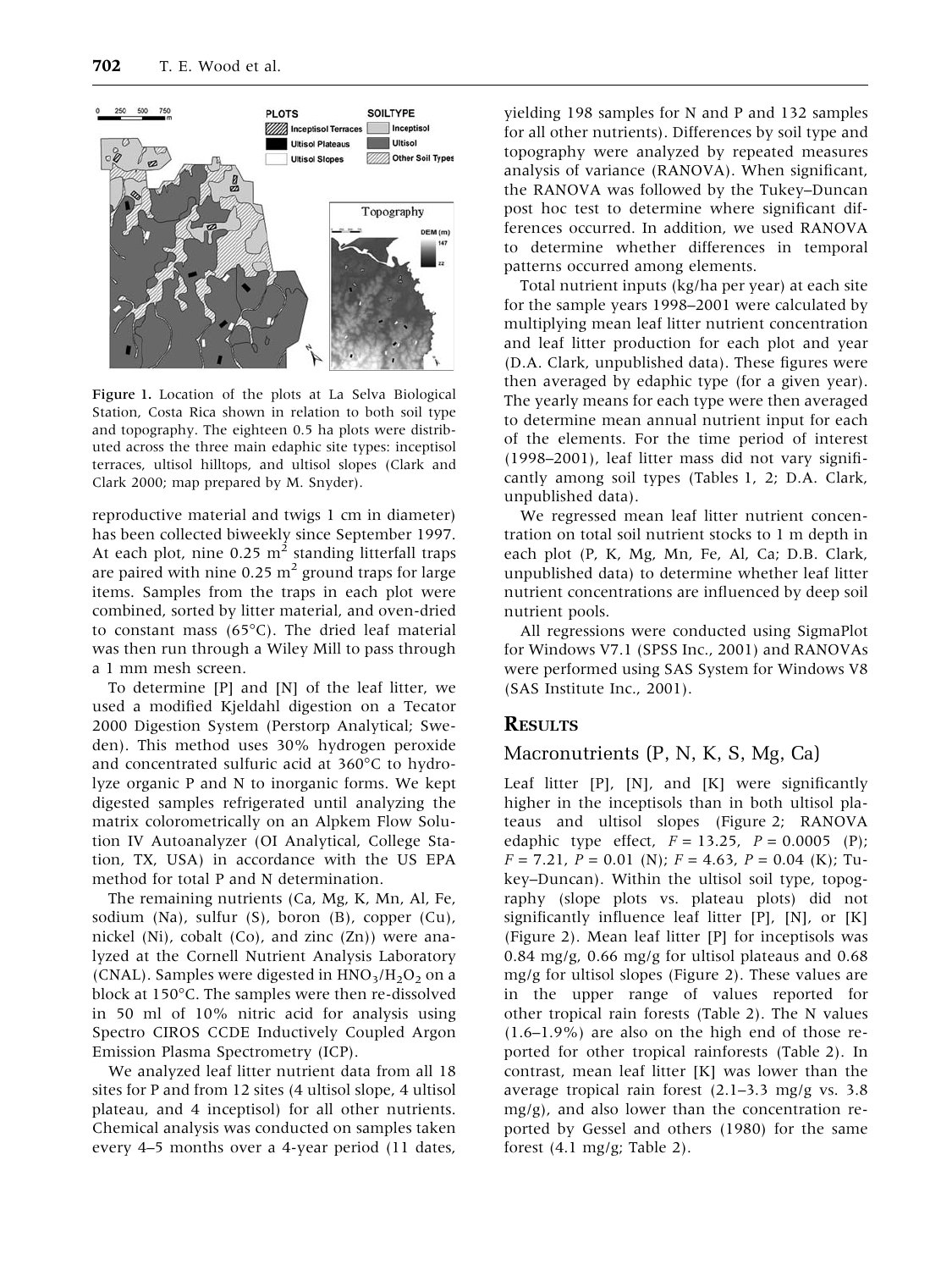Figure 1. Location of the plots at La Selva Biological Station, Costa Rica shown in relation to both soil type and topography. The eighteen 0.5 ha plots were distributed across the three main edaphic site types: inceptisol terraces, ultisol hilltops, and ultisol slopes (Clark and Clark 2000; map prepared by M. Snyder).

reproductive material and twigs 1 cm in diameter) has been collected biweekly since September 1997. At each plot, nine 0.25 $m^2$ standing litterfall traps are paired with nine 0.25 $m^2$ ground traps for large items. Samples from the traps in each plot were combined, sorted by litter material, and oven-dried to constant mass (65°C). The dried leaf material was then run through a Wiley Mill to pass through a 1 mm mesh screen.

To determine [P] and [N] of the leaf litter, we used a modified Kjeldahl digestion on a Tecator 2000 Digestion System (Perstorp Analytical; Sweden). This method uses 30% hydrogen peroxide and concentrated sulfuric acid at 360°C to hydrolyze organic P and N to inorganic forms. We kept digested samples refrigerated until analyzing the matrix colorometrically on an Alpkem Flow Solution IV Autoanalyzer (OI Analytical, College Station, TX, USA) in accordance with the US EPA method for total P and N determination.

The remaining nutrients (Ca, Mg, K, Mn, Al, Fe, sodium (Na), sulfur (S), boron (B), copper (Cu), nickel (Ni), cobalt (Co), and zinc (Zn)) were analyzed at the Cornell Nutrient Analysis Laboratory (CNAL). Samples were digested in $HNO_3/H_2O_2$ on a block at 150°C. The samples were then re-dissolved in 50 ml of 10% nitric acid for analysis using Spectro CIROS CCDE Inductively Coupled Argon Emission Plasma Spectrometry (ICP).

We analyzed leaf litter nutrient data from all 18 sites for P and from 12 sites (4 ultisol slope, 4 ultisol plateau, and 4 inceptisol) for all other nutrients. Chemical analysis was conducted on samples taken every 4–5 months over a 4-year period (11 dates, yielding 198 samples for N and P and 132 samples for all other nutrients). Differences by soil type and topography were analyzed by repeated measures analysis of variance (RANOVA). When significant, the RANOVA was followed by the Tukey–Duncan post hoc test to determine where significant differences occurred. In addition, we used RANOVA to determine whether differences in temporal patterns occurred among elements.

Total nutrient inputs (kg/ha per year) at each site for the sample years 1998–2001 were calculated by multiplying mean leaf litter nutrient concentration and leaf litter production for each plot and year (D.A. Clark, unpublished data). These figures were then averaged by edaphic type (for a given year). The yearly means for each type were then averaged to determine mean annual nutrient input for each of the elements. For the time period of interest (1998–2001), leaf litter mass did not vary significantly among soil types (Tables 1, 2; D.A. Clark, unpublished data).

We regressed mean leaf litter nutrient concentration on total soil nutrient stocks to 1 m depth in each plot (P, K, Mg, Mn, Fe, Al, Ca; D.B. Clark, unpublished data) to determine whether leaf litter nutrient concentrations are influenced by deep soil nutrient pools.

All regressions were conducted using SigmaPlot for Windows V7.1 (SPSS Inc., 2001) and RANOVAs were performed using SAS System for Windows V8 (SAS Institute Inc., 2001).

## Results

### Macronutrients (P, N, K, S, Mg, Ca)

Leaf litter [P], [N], and [K] were significantly higher in the inceptisols than in both ultisol plateaus and ultisol slopes (Figure 2; RANOVA edaphic type effect, $F = 13.25$, $P = 0.0005$ (P); $F = 7.21$, $P = 0.01$ (N); $F = 4.63$, $P = 0.04$ (K); Tukey–Duncan). Within the ultisol soil type, topography (slope plots vs. plateau plots) did not significantly influence leaf litter [P], [N], or [K] (Figure 2). Mean leaf litter [P] for inceptisols was 0.84 mg/g, 0.66 mg/g for ultisol plateaus and 0.68 mg/g for ultisol slopes (Figure 2). These values are in the upper range of values reported for other tropical rain forests (Table 2). The N values (1.6–1.9%) are also on the high end of those reported for other tropical rainforests (Table 2). In contrast, mean leaf litter [K] was lower than the average tropical rain forest (2.1–3.3 mg/g vs. 3.8 mg/g), and also lower than the concentration reported by Gessel and others (1980) for the same forest (4.1 mg/g; Table 2).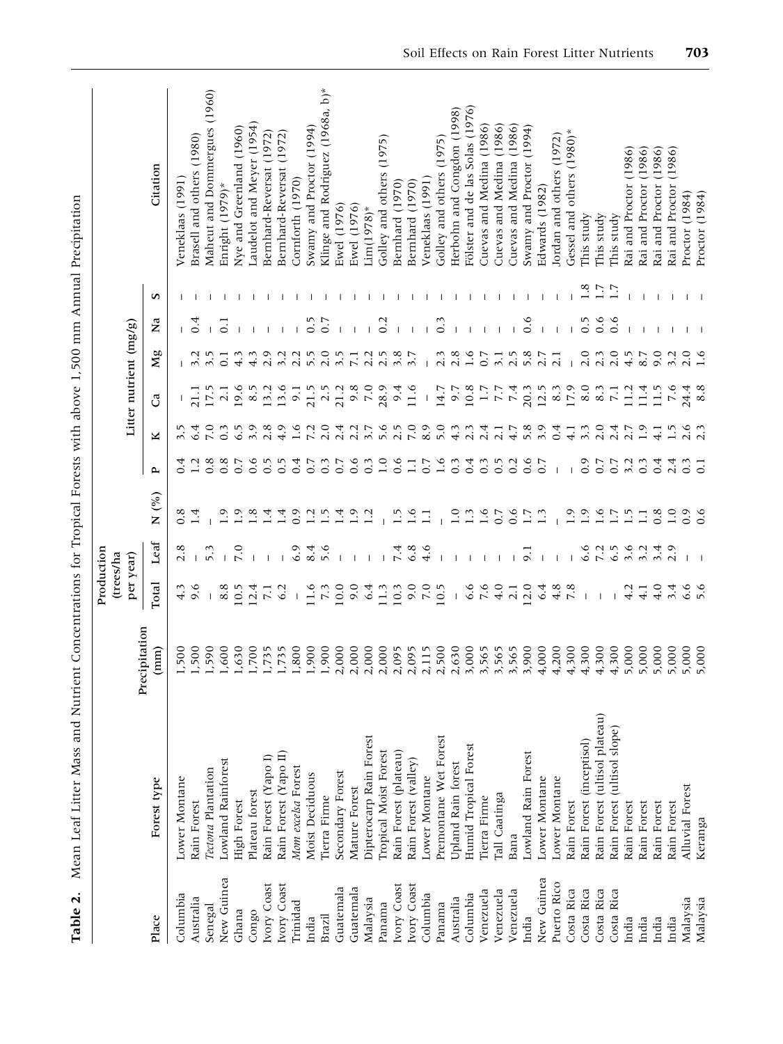**Table 2.** Mean Leaf Litter Mass and Nutrient Concentrations for Tropical Forests with above 1,500 mm Annual Precipitation

| Place | Forest type | Precipitation (mm) | Production (trees/ha per year) | | Litter nutrient (mg/g) | | | | | | | Citation |
|---|---|---|---|---|---|---|---|---|---|---|---|---|
| | | | Total | Leaf | N (%) | P | K | Ca | Mg | Na | S | |
| Columbia | Lower Montane | 1,500 | 4.3 | 2.8 | 0.8 | 0.4 | 3.5 | – | – | – | – | Veneklaas (1991) |
| Australia | Rain Forest | 1,500 | 9.6 | – | 1.4 | 1.2 | 6.4 | 21.1 | 3.2 | 0.4 | – | Brasell and others (1980) |
| Senegal | *Tectona* Plantation | 1,590 | – | 5.3 | – | 0.8 | 7.0 | 17.5 | 3.5 | – | – | Maheut and Dommergues (1960) |
| New Guinea | Lowland Rainforest | 1,600 | 8.8 | – | 1.9 | 0.8 | 0.3 | 2.1 | 0.1 | 0.1 | – | Enright (1979)* |
| Ghana | High Forest | 1,630 | 10.5 | 7.0 | 1.9 | 0.7 | 6.5 | 19.6 | 4.3 | – | – | Nye and Greenland (1960) |
| Congo | Plateau forest | 1,700 | 12.4 | – | 1.8 | 0.6 | 3.9 | 8.5 | 4.3 | – | – | Laudelot and Meyer (1954) |
| Ivory Coast | Rain Forest (Yapo I) | 1,735 | 7.1 | – | 1.4 | 0.5 | 2.8 | 13.2 | 2.9 | – | – | Bernhard-Reversat (1972) |
| Ivory Coast | Rain Forest (Yapo II) | 1,735 | 6.2 | – | 1.4 | 0.5 | 4.9 | 13.6 | 3.2 | – | – | Bernhard-Reversat (1972) |
| Trinidad | *Mora excelsa* Forest | 1,800 | – | 6.9 | 0.9 | 0.4 | 1.6 | 9.1 | 2.2 | – | – | Cornforth (1970) |
| India | Moist Deciduous | 1,900 | 11.6 | 8.4 | 1.2 | 0.7 | 7.2 | 21.5 | 5.5 | 0.5 | – | Swamy and Proctor (1994) |
| Brazil | Tierra Firme | 1,900 | 7.3 | 5.6 | 1.5 | 0.3 | 2.0 | 2.5 | 2.0 | 0.7 | – | Klinge and Rodriguez (1968a, b)* |
| Guatemala | Secondary Forest | 2,000 | 10.0 | – | 1.4 | 0.7 | 2.4 | 21.2 | 3.5 | – | – | Ewel (1976) |
| Guatemala | Mature Forest | 2,000 | 9.0 | – | 1.9 | 0.6 | 2.2 | 9.8 | 7.1 | – | – | Ewel (1976) |
| Malaysia | Dipterocarp Rain Forest | 2,000 | 6.4 | – | 1.2 | 0.3 | 3.7 | 7.0 | 2.2 | – | – | Lim(1978)* |
| Panama | Tropical Moist Forest | 2,000 | 11.3 | – | – | 1.0 | 5.6 | 28.9 | 2.5 | 0.2 | – | Golley and others (1975) |
| Ivory Coast | Rain Forest (plateau) | 2,095 | 10.3 | 7.4 | 1.5 | 0.6 | 2.5 | 9.4 | 3.8 | – | – | Bernhard (1970) |
| Ivory Coast | Rain Forest (valley) | 2,095 | 9.0 | 6.8 | 1.6 | 1.1 | 7.0 | 11.6 | 3.7 | – | – | Bernhard (1970) |
| Columbia | Lower Montane | 2,115 | 7.0 | 4.6 | 1.1 | 0.7 | 8.9 | – | – | – | – | Veneklaas (1991) |
| Panama | Premontane Wet Forest | 2,500 | 10.5 | – | – | 1.6 | 5.0 | 14.7 | 2.3 | 0.3 | – | Golley and others (1975) |
| Australia | Upland Rain forest | 2,630 | – | – | 1.0 | 0.3 | 4.3 | 9.7 | 2.8 | – | – | Herbohn and Congdon (1998) |
| Columbia | Humid Tropical Forest | 3,000 | 6.6 | – | 1.3 | 0.4 | 2.3 | 10.8 | 1.6 | – | – | Fölster and de las Solas (1976) |
| Venezuela | Tierra Firme | 3,565 | 7.6 | – | 1.6 | 0.3 | 2.4 | 1.7 | 0.7 | – | – | Cuevas and Medina (1986) |
| Venezuela | Tall Caatinga | 3,565 | 4.0 | – | 0.7 | 0.5 | 2.1 | 7.7 | 3.1 | – | – | Cuevas and Medina (1986) |
| Venezuela | Bana | 3,565 | 2.1 | – | 0.6 | 0.2 | 4.7 | 7.4 | 2.5 | – | – | Cuevas and Medina (1986) |
| India | Lowland Rain Forest | 3,900 | 12.0 | 9.1 | 1.7 | 0.6 | 5.8 | 20.3 | 5.8 | 0.6 | – | Swamy and Proctor (1994) |
| New Guinea | Lower Montane | 4,000 | 6.4 | – | 1.3 | 0.7 | 3.9 | 12.5 | 2.7 | – | – | Edwards (1982) |
| Puerto Rico | Lower Montane | 4,200 | 4.8 | – | – | – | 0.4 | 8.3 | 2.1 | – | – | Jordan and others (1972) |
| Costa Rica | Rain Forest | 4,300 | 7.8 | – | 1.9 | – | 4.1 | 17.9 | – | – | – | Gessel and others (1980)* |
| Costa Rica | Rain Forest (inceptisol) | 4,300 | – | 6.6 | 1.9 | 0.9 | 3.3 | 8.0 | 2.0 | 0.5 | 1.8 | This study |
| Costa Rica | Rain Forest (ultisol plateau) | 4,300 | – | 7.2 | 1.6 | 0.7 | 2.0 | 8.3 | 2.3 | 0.6 | 1.7 | This study |
| Costa Rica | Rain Forest (ultisol slope) | 4,300 | – | 6.5 | 1.7 | 0.7 | 2.4 | 7.1 | 2.0 | 0.6 | 1.7 | This study |
| India | Rain Forest | 5,000 | 4.2 | 3.6 | 1.5 | 3.2 | 2.7 | 11.2 | 4.5 | – | – | Rai and Proctor (1986) |
| India | Rain Forest | 5,000 | 4.1 | 3.2 | 1.1 | 0.3 | 1.9 | 11.4 | 8.7 | – | – | Rai and Proctor (1986) |
| India | Rain Forest | 5,000 | 4.0 | 3.4 | 0.8 | 0.4 | 4.1 | 11.5 | 9.0 | – | – | Rai and Proctor (1986) |
| India | Rain Forest | 5,000 | 3.4 | 2.9 | 1.0 | 2.4 | 1.5 | 7.6 | 3.2 | – | – | Rai and Proctor (1986) |
| Malaysia | Alluvial Forest | 5,000 | 6.6 | – | 0.9 | 0.3 | 2.6 | 24.4 | 2.0 | – | – | Proctor (1984) |
| Malaysia | Keranga | 5,000 | 5.6 | – | 0.6 | 0.1 | 2.3 | 8.8 | 1.6 | – | – | Proctor (1984) |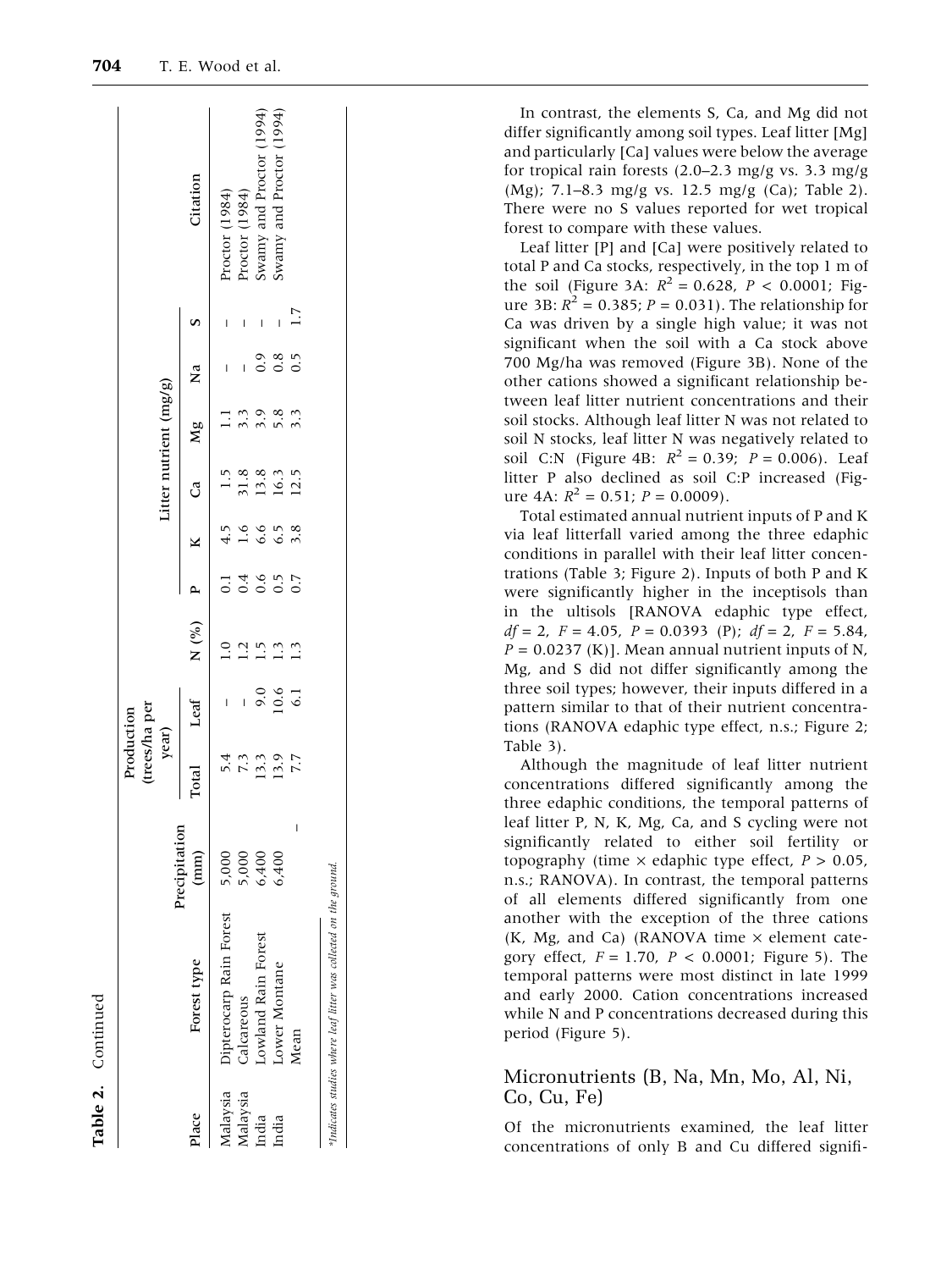**Table 2.** Continued

| Place | Forest type | Precipitation (mm) | Production (trees/ha per year) | | Litter nutrient (mg/g) | | | | | | | Citation |
|---|---|---|---|---|---|---|---|---|---|---|---|---|
| | | | Total | Leaf | N (%) | P | K | Ca | Mg | Na | S | |
| Malaysia | Dipterocarp Rain Forest | 5,000 | 5.4 | – | 1.0 | 0.1 | 4.5 | 1.5 | 1.1 | – | – | Proctor (1984) |
| Malaysia | Calcareous | 5,000 | 7.3 | – | 1.2 | 0.4 | 1.6 | 31.8 | 3.3 | – | – | Proctor (1984) |
| India | Lowland Rain Forest | 6,400 | 13.3 | 9.0 | 1.5 | 0.6 | 6.6 | 13.8 | 3.9 | 0.9 | – | Swamy and Proctor (1994) |
| India | Lower Montane | 6,400 | 13.9 | 10.6 | 1.3 | 0.5 | 6.5 | 16.3 | 5.8 | 0.8 | – | Swamy and Proctor (1994) |
| | Mean | – | 7.7 | 6.1 | 1.3 | 0.7 | 3.8 | 12.5 | 3.3 | 0.5 | 1.7 | |

[a]Indicates studies where leaf litter was collected on the ground.

In contrast, the elements S, Ca, and Mg did not differ significantly among soil types. Leaf litter [Mg] and particularly [Ca] values were below the average for tropical rain forests (2.0–2.3 mg/g vs. 3.3 mg/g (Mg); 7.1–8.3 mg/g vs. 12.5 mg/g (Ca); Table 2). There were no S values reported for wet tropical forest to compare with these values.

Leaf litter [P] and [Ca] were positively related to total P and Ca stocks, respectively, in the top 1 m of the soil (Figure 3A: $R^2 = 0.628$, $P < 0.0001$; Figure 3B: $R^2 = 0.385$; $P = 0.031$). The relationship for Ca was driven by a single high value; it was not significant when the soil with a Ca stock above 700 Mg/ha was removed (Figure 3B). None of the other cations showed a significant relationship between leaf litter nutrient concentrations and their soil stocks. Although leaf litter N was not related to soil N stocks, leaf litter N was negatively related to soil C:N (Figure 4B: $R^2 = 0.39$; $P = 0.006$). Leaf litter P also declined as soil C:P increased (Figure 4A: $R^2 = 0.51$; $P = 0.0009$).

Total estimated annual nutrient inputs of P and K via leaf litterfall varied among the three edaphic conditions in parallel with their leaf litter concentrations (Table 3; Figure 2). Inputs of both P and K were significantly higher in the inceptisols than in the ultisols [RANOVA edaphic type effect, $df = 2$, $F = 4.05$, $P = 0.0393$ (P); $df = 2$, $F = 5.84$, $P = 0.0237$ (K)]. Mean annual nutrient inputs of N, Mg, and S did not differ significantly among the three soil types; however, their inputs differed in a pattern similar to that of their nutrient concentrations (RANOVA edaphic type effect, n.s.; Figure 2; Table 3).

Although the magnitude of leaf litter nutrient concentrations differed significantly among the three edaphic conditions, the temporal patterns of leaf litter P, N, K, Mg, Ca, and S cycling were not significantly related to either soil fertility or topography (time × edaphic type effect, $P > 0.05$, n.s.; RANOVA). In contrast, the temporal patterns of all elements differed significantly from one another with the exception of the three cations (K, Mg, and Ca) (RANOVA time × element category effect, $F = 1.70$, $P < 0.0001$; Figure 5). The temporal patterns were most distinct in late 1999 and early 2000. Cation concentrations increased while N and P concentrations decreased during this period (Figure 5).

## Micronutrients (B, Na, Mn, Mo, Al, Ni, Co, Cu, Fe)

Of the micronutrients examined, the leaf litter concentrations of only B and Cu differed signifi-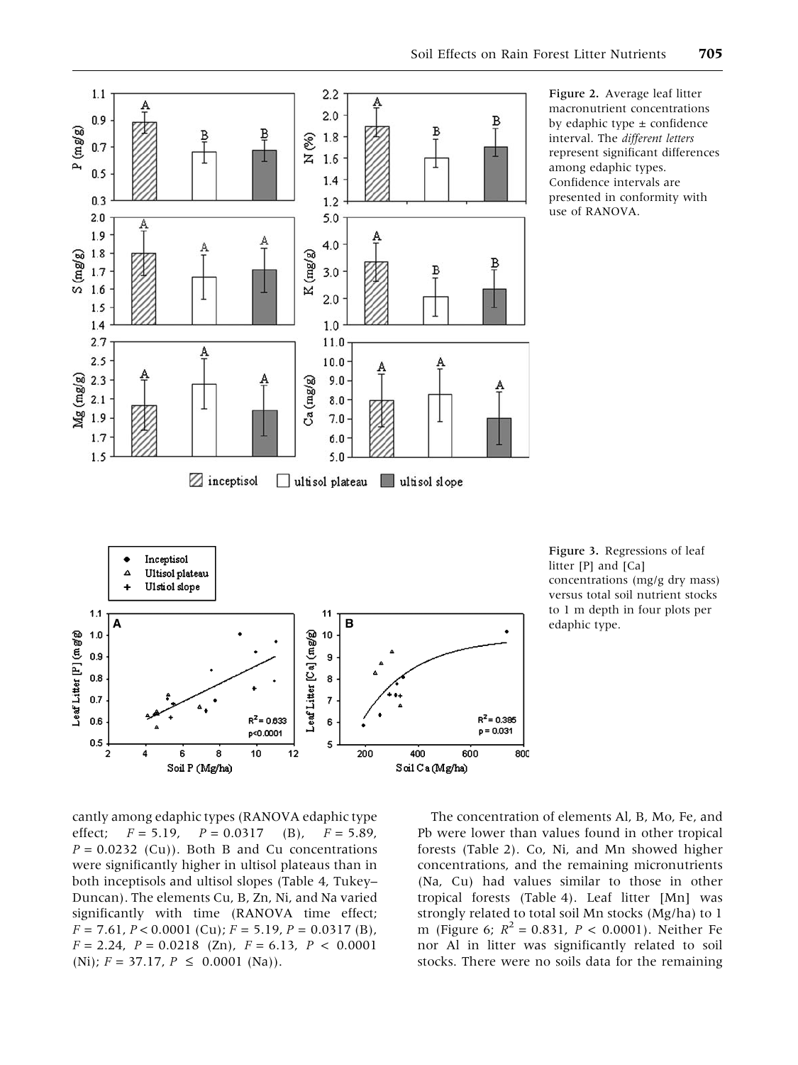Figure 2. Average leaf litter macronutrient concentrations by edaphic type ± confidence interval. The *different letters* represent significant differences among edaphic types. Confidence intervals are presented in conformity with use of RANOVA.

Figure 3. Regressions of leaf litter [P] and [Ca] concentrations (mg/g dry mass) versus total soil nutrient stocks to 1 m depth in four plots per edaphic type.

cantly among edaphic types (RANOVA edaphic type effect; $F = 5.19$, $P = 0.0317$ (B), $F = 5.89$, $P = 0.0232$ (Cu)). Both B and Cu concentrations were significantly higher in ultisol plateaus than in both inceptisols and ultisol slopes (Table 4, Tukey–Duncan). The elements Cu, B, Zn, Ni, and Na varied significantly with time (RANOVA time effect; $F = 7.61$, $P < 0.0001$ (Cu); $F = 5.19$, $P = 0.0317$ (B), $F = 2.24$, $P = 0.0218$ (Zn), $F = 6.13$, $P < 0.0001$ (Ni); $F = 37.17$, $P \leq 0.0001$ (Na)).

The concentration of elements Al, B, Mo, Fe, and Pb were lower than values found in other tropical forests (Table 2). Co, Ni, and Mn showed higher concentrations, and the remaining micronutrients (Na, Cu) had values similar to those in other tropical forests (Table 4). Leaf litter [Mn] was strongly related to total soil Mn stocks (Mg/ha) to 1 m (Figure 6; $R^2 = 0.831$, $P < 0.0001$). Neither Fe nor Al in litter was significantly related to soil stocks. There were no soils data for the remaining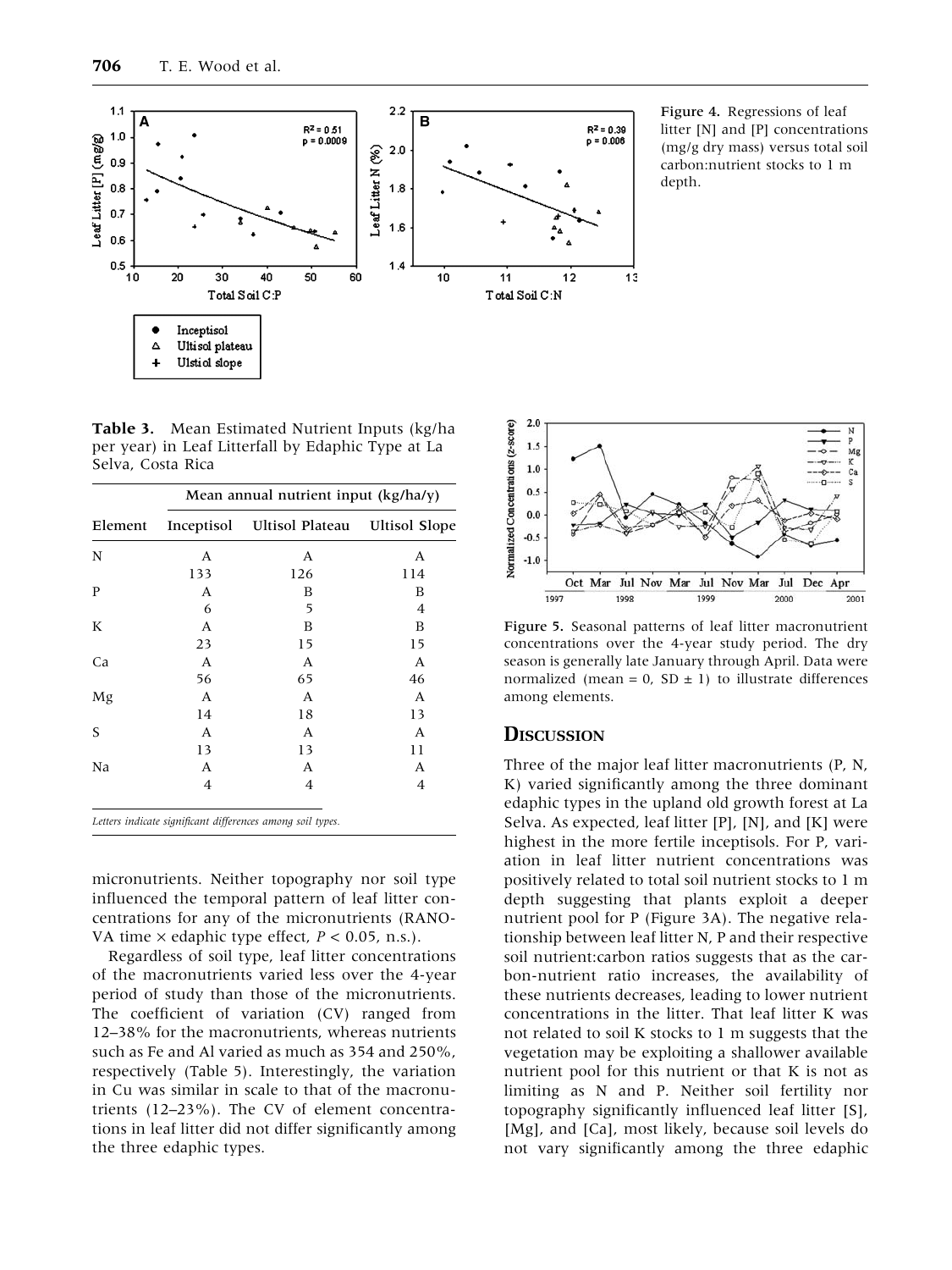Figure 4. Regressions of leaf litter [N] and [P] concentrations (mg/g dry mass) versus total soil carbon:nutrient stocks to 1 m depth.

**Table 3.** Mean Estimated Nutrient Inputs (kg/ha per year) in Leaf Litterfall by Edaphic Type at La Selva, Costa Rica

| | Mean annual nutrient input (kg/ha/y) | | |
|---|---|---|---|
| Element | Inceptisol | Ultisol Plateau | Ultisol Slope |
| N | A | A | A |
| | 133 | 126 | 114 |
| P | A | B | B |
| | 6 | 5 | 4 |
| K | A | B | B |
| | 23 | 15 | 15 |
| Ca | A | A | A |
| | 56 | 65 | 46 |
| Mg | A | A | A |
| | 14 | 18 | 13 |
| S | A | A | A |
| | 13 | 13 | 11 |
| Na | A | A | A |
| | 4 | 4 | 4 |

*Letters indicate significant differences among soil types.*

micronutrients. Neither topography nor soil type influenced the temporal pattern of leaf litter concentrations for any of the micronutrients (RANOVA time × edaphic type effect, $P < 0.05$, n.s.).

Regardless of soil type, leaf litter concentrations of the macronutrients varied less over the 4-year period of study than those of the micronutrients. The coefficient of variation (CV) ranged from 12–38% for the macronutrients, whereas nutrients such as Fe and Al varied as much as 354 and 250%, respectively (Table 5). Interestingly, the variation in Cu was similar in scale to that of the macronutrients (12–23%). The CV of element concentrations in leaf litter did not differ significantly among the three edaphic types.

Figure 5. Seasonal patterns of leaf litter macronutrient concentrations over the 4-year study period. The dry season is generally late January through April. Data were normalized (mean = 0, SD ± 1) to illustrate differences among elements.

## Discussion

Three of the major leaf litter macronutrients (P, N, K) varied significantly among the three dominant edaphic types in the upland old growth forest at La Selva. As expected, leaf litter [P], [N], and [K] were highest in the more fertile inceptisols. For P, variation in leaf litter nutrient concentrations was positively related to total soil nutrient stocks to 1 m depth suggesting that plants exploit a deeper nutrient pool for P (Figure 3A). The negative relationship between leaf litter N, P and their respective soil nutrient:carbon ratios suggests that as the carbon-nutrient ratio increases, the availability of these nutrients decreases, leading to lower nutrient concentrations in the litter. That leaf litter K was not related to soil K stocks to 1 m suggests that the vegetation may be exploiting a shallower available nutrient pool for this nutrient or that K is not as limiting as N and P. Neither soil fertility nor topography significantly influenced leaf litter [S], [Mg], and [Ca], most likely, because soil levels do not vary significantly among the three edaphic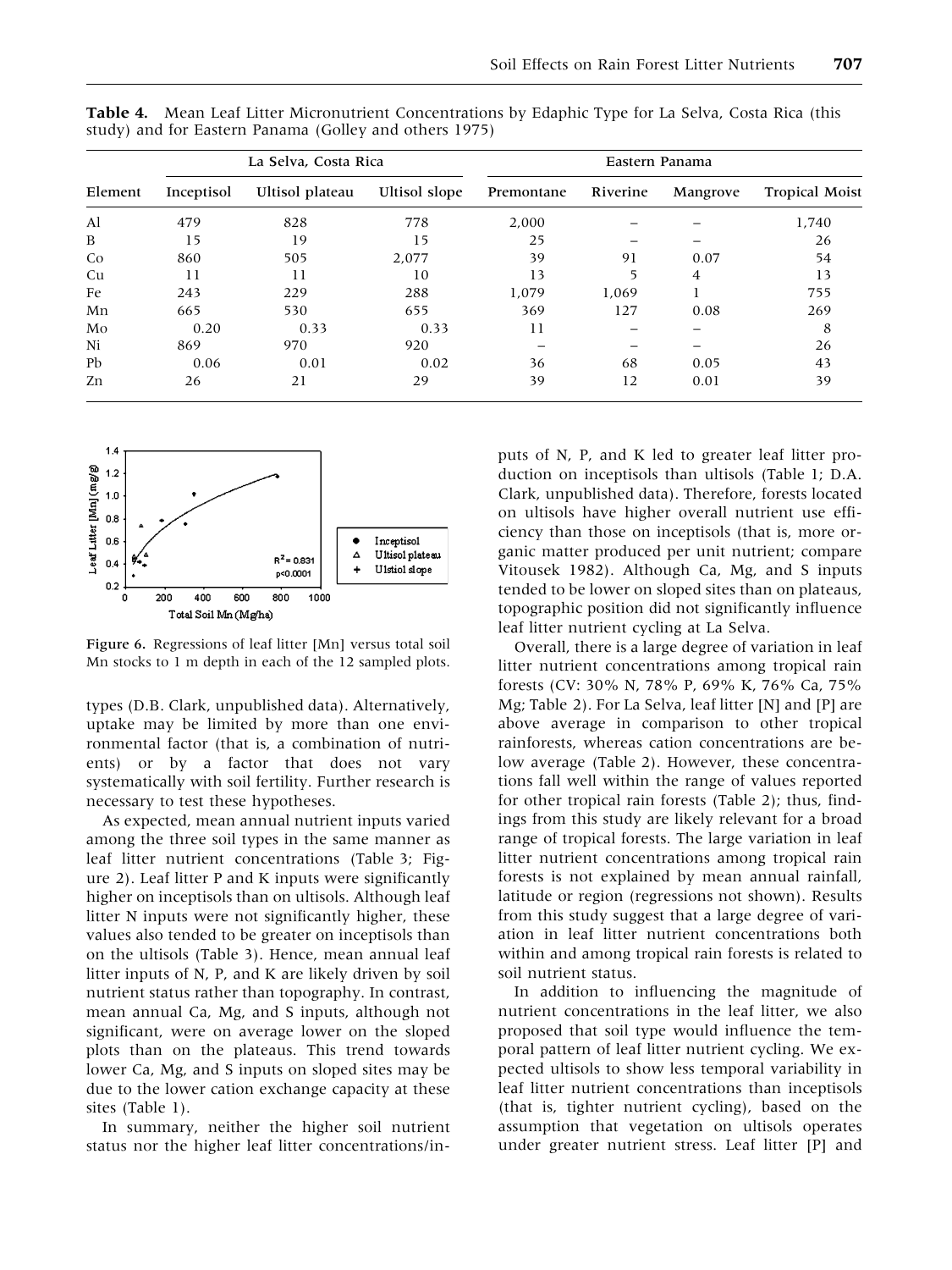**Table 4.** Mean Leaf Litter Micronutrient Concentrations by Edaphic Type for La Selva, Costa Rica (this study) and for Eastern Panama (Golley and others 1975)

| Element | La Selva, Costa Rica | | | Eastern Panama | | | |
|---|---|---|---|---|---|---|---|
| | Inceptisol | Ultisol plateau | Ultisol slope | Premontane | Riverine | Mangrove | Tropical Moist |
| Al | 479 | 828 | 778 | 2,000 | – | – | 1,740 |
| B | 15 | 19 | 15 | 25 | – | – | 26 |
| Co | 860 | 505 | 2,077 | 39 | 91 | 0.07 | 54 |
| Cu | 11 | 11 | 10 | 13 | 5 | 4 | 13 |
| Fe | 243 | 229 | 288 | 1,079 | 1,069 | 1 | 755 |
| Mn | 665 | 530 | 655 | 369 | 127 | 0.08 | 269 |
| Mo | 0.20 | 0.33 | 0.33 | 11 | – | – | 8 |
| Ni | 869 | 970 | 920 | – | – | – | 26 |
| Pb | 0.06 | 0.01 | 0.02 | 36 | 68 | 0.05 | 43 |
| Zn | 26 | 21 | 29 | 39 | 12 | 0.01 | 39 |

**Figure 6.** Regressions of leaf litter [Mn] versus total soil Mn stocks to 1 m depth in each of the 12 sampled plots.

types (D.B. Clark, unpublished data). Alternatively, uptake may be limited by more than one environmental factor (that is, a combination of nutrients) or by a factor that does not vary systematically with soil fertility. Further research is necessary to test these hypotheses.

As expected, mean annual nutrient inputs varied among the three soil types in the same manner as leaf litter nutrient concentrations (Table 3; Figure 2). Leaf litter P and K inputs were significantly higher on inceptisols than on ultisols. Although leaf litter N inputs were not significantly higher, these values also tended to be greater on inceptisols than on the ultisols (Table 3). Hence, mean annual leaf litter inputs of N, P, and K are likely driven by soil nutrient status rather than topography. In contrast, mean annual Ca, Mg, and S inputs, although not significant, were on average lower on the sloped plots than on the plateaus. This trend towards lower Ca, Mg, and S inputs on sloped sites may be due to the lower cation exchange capacity at these sites (Table 1).

In summary, neither the higher soil nutrient status nor the higher leaf litter concentrations/inputs of N, P, and K led to greater leaf litter production on inceptisols than ultisols (Table 1; D.A. Clark, unpublished data). Therefore, forests located on ultisols have higher overall nutrient use efficiency than those on inceptisols (that is, more organic matter produced per unit nutrient; compare Vitousek 1982). Although Ca, Mg, and S inputs tended to be lower on sloped sites than on plateaus, topographic position did not significantly influence leaf litter nutrient cycling at La Selva.

Overall, there is a large degree of variation in leaf litter nutrient concentrations among tropical rain forests (CV: 30% N, 78% P, 69% K, 76% Ca, 75% Mg; Table 2). For La Selva, leaf litter [N] and [P] are above average in comparison to other tropical rainforests, whereas cation concentrations are below average (Table 2). However, these concentrations fall well within the range of values reported for other tropical rain forests (Table 2); thus, findings from this study are likely relevant for a broad range of tropical forests. The large variation in leaf litter nutrient concentrations among tropical rain forests is not explained by mean annual rainfall, latitude or region (regressions not shown). Results from this study suggest that a large degree of variation in leaf litter nutrient concentrations both within and among tropical rain forests is related to soil nutrient status.

In addition to influencing the magnitude of nutrient concentrations in the leaf litter, we also proposed that soil type would influence the temporal pattern of leaf litter nutrient cycling. We expected ultisols to show less temporal variability in leaf litter nutrient concentrations than inceptisols (that is, tighter nutrient cycling), based on the assumption that vegetation on ultisols operates under greater nutrient stress. Leaf litter [P] and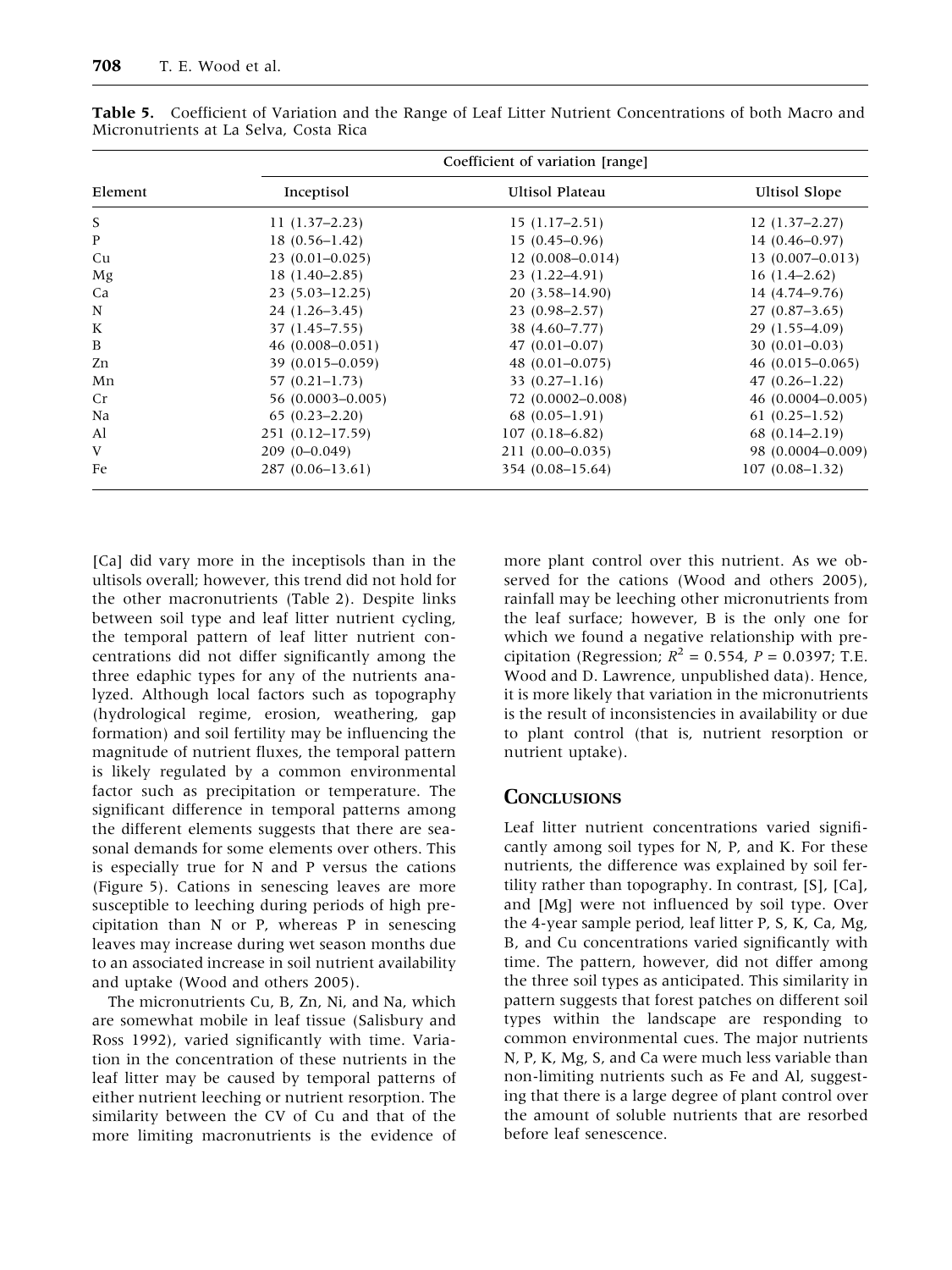**Table 5.** Coefficient of Variation and the Range of Leaf Litter Nutrient Concentrations of both Macro and Micronutrients at La Selva, Costa Rica

| Element | Coefficient of variation [range] | | |
|---|---|---|---|
| | Inceptisol | Ultisol Plateau | Ultisol Slope |
| S | 11 (1.37–2.23) | 15 (1.17–2.51) | 12 (1.37–2.27) |
| P | 18 (0.56–1.42) | 15 (0.45–0.96) | 14 (0.46–0.97) |
| Cu | 23 (0.01–0.025) | 12 (0.008–0.014) | 13 (0.007–0.013) |
| Mg | 18 (1.40–2.85) | 23 (1.22–4.91) | 16 (1.4–2.62) |
| Ca | 23 (5.03–12.25) | 20 (3.58–14.90) | 14 (4.74–9.76) |
| N | 24 (1.26–3.45) | 23 (0.98–2.57) | 27 (0.87–3.65) |
| K | 37 (1.45–7.55) | 38 (4.60–7.77) | 29 (1.55–4.09) |
| B | 46 (0.008–0.051) | 47 (0.01–0.07) | 30 (0.01–0.03) |
| Zn | 39 (0.015–0.059) | 48 (0.01–0.075) | 46 (0.015–0.065) |
| Mn | 57 (0.21–1.73) | 33 (0.27–1.16) | 47 (0.26–1.22) |
| Cr | 56 (0.0003–0.005) | 72 (0.0002–0.008) | 46 (0.0004–0.005) |
| Na | 65 (0.23–2.20) | 68 (0.05–1.91) | 61 (0.25–1.52) |
| Al | 251 (0.12–17.59) | 107 (0.18–6.82) | 68 (0.14–2.19) |
| V | 209 (0–0.049) | 211 (0.00–0.035) | 98 (0.0004–0.009) |
| Fe | 287 (0.06–13.61) | 354 (0.08–15.64) | 107 (0.08–1.32) |

[Ca] did vary more in the inceptisols than in the ultisols overall; however, this trend did not hold for the other macronutrients (Table 2). Despite links between soil type and leaf litter nutrient cycling, the temporal pattern of leaf litter nutrient concentrations did not differ significantly among the three edaphic types for any of the nutrients analyzed. Although local factors such as topography (hydrological regime, erosion, weathering, gap formation) and soil fertility may be influencing the magnitude of nutrient fluxes, the temporal pattern is likely regulated by a common environmental factor such as precipitation or temperature. The significant difference in temporal patterns among the different elements suggests that there are seasonal demands for some elements over others. This is especially true for N and P versus the cations (Figure 5). Cations in senescing leaves are more susceptible to leeching during periods of high precipitation than N or P, whereas P in senescing leaves may increase during wet season months due to an associated increase in soil nutrient availability and uptake (Wood and others 2005).

The micronutrients Cu, B, Zn, Ni, and Na, which are somewhat mobile in leaf tissue (Salisbury and Ross 1992), varied significantly with time. Variation in the concentration of these nutrients in the leaf litter may be caused by temporal patterns of either nutrient leeching or nutrient resorption. The similarity between the CV of Cu and that of the more limiting macronutrients is the evidence of more plant control over this nutrient. As we observed for the cations (Wood and others 2005), rainfall may be leeching other micronutrients from the leaf surface; however, B is the only one for which we found a negative relationship with precipitation (Regression; $R^2 = 0.554$, $P = 0.0397$; T.E. Wood and D. Lawrence, unpublished data). Hence, it is more likely that variation in the micronutrients is the result of inconsistencies in availability or due to plant control (that is, nutrient resorption or nutrient uptake).

## Conclusions

Leaf litter nutrient concentrations varied significantly among soil types for N, P, and K. For these nutrients, the difference was explained by soil fertility rather than topography. In contrast, [S], [Ca], and [Mg] were not influenced by soil type. Over the 4-year sample period, leaf litter P, S, K, Ca, Mg, B, and Cu concentrations varied significantly with time. The pattern, however, did not differ among the three soil types as anticipated. This similarity in pattern suggests that forest patches on different soil types within the landscape are responding to common environmental cues. The major nutrients N, P, K, Mg, S, and Ca were much less variable than non-limiting nutrients such as Fe and Al, suggesting that there is a large degree of plant control over the amount of soluble nutrients that are resorbed before leaf senescence.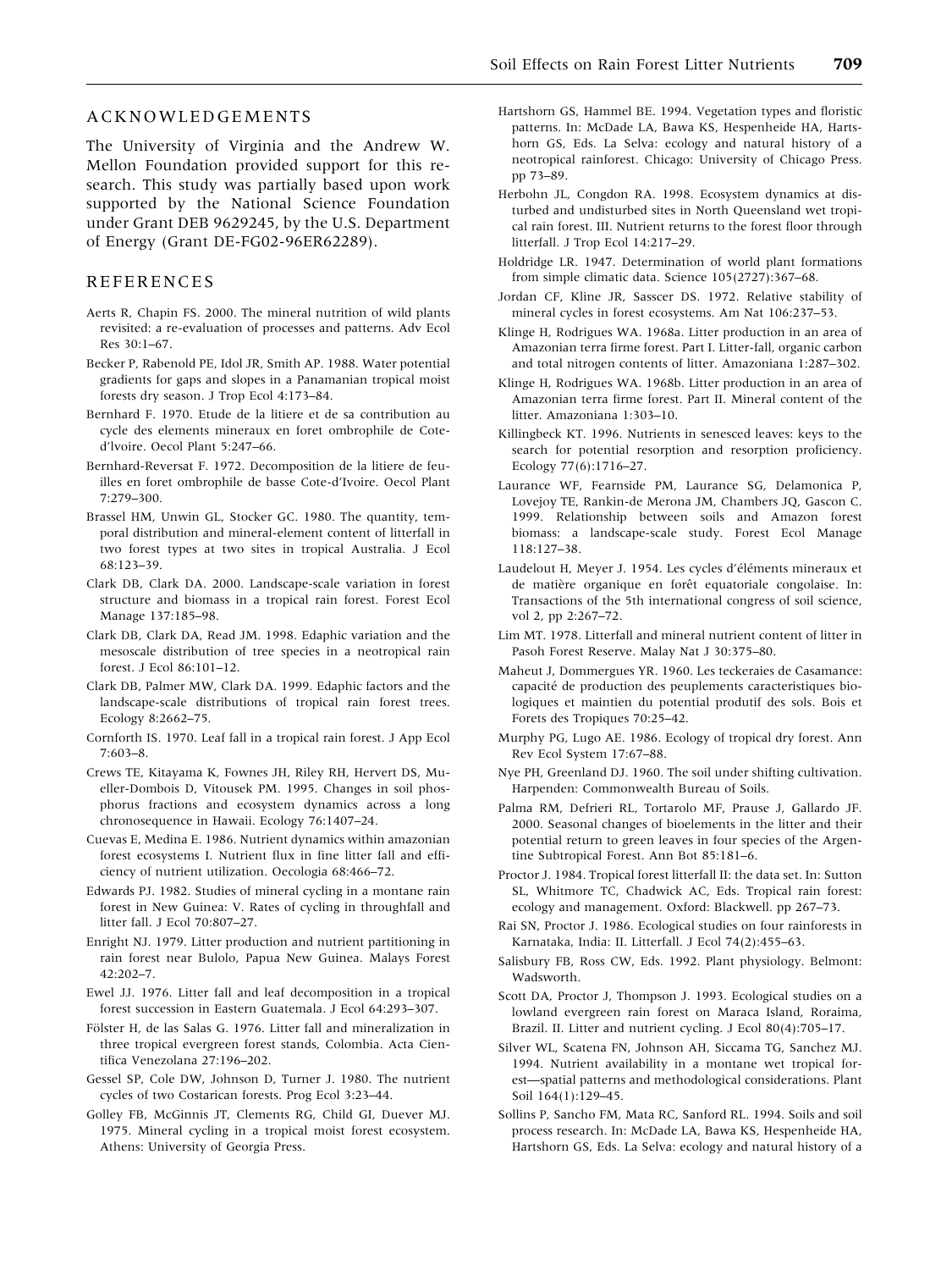## ACKNOWLEDGEMENTS

The University of Virginia and the Andrew W. Mellon Foundation provided support for this research. This study was partially based upon work supported by the National Science Foundation under Grant DEB 9629245, by the U.S. Department of Energy (Grant DE-FG02-96ER62289).

## REFERENCES

Aerts R, Chapin FS. 2000. The mineral nutrition of wild plants revisited: a re-evaluation of processes and patterns. Adv Ecol Res 30:1–67.

Becker P, Rabenold PE, Idol JR, Smith AP. 1988. Water potential gradients for gaps and slopes in a Panamanian tropical moist forests dry season. J Trop Ecol 4:173–84.

Bernhard F. 1970. Etude de la litiere et de sa contribution au cycle des elements mineraux en foret ombrophile de Cote-d'Ivoire. Oecol Plant 5:247–66.

Bernhard-Reversat F. 1972. Decomposition de la litiere de feuilles en foret ombrophile de basse Cote-d'Ivoire. Oecol Plant 7:279–300.

Brassel HM, Unwin GL, Stocker GC. 1980. The quantity, temporal distribution and mineral-element content of litterfall in two forest types at two sites in tropical Australia. J Ecol 68:123–39.

Clark DB, Clark DA. 2000. Landscape-scale variation in forest structure and biomass in a tropical rain forest. Forest Ecol Manage 137:185–98.

Clark DB, Clark DA, Read JM. 1998. Edaphic variation and the mesoscale distribution of tree species in a neotropical rain forest. J Ecol 86:101–12.

Clark DB, Palmer MW, Clark DA. 1999. Edaphic factors and the landscape-scale distributions of tropical rain forest trees. Ecology 8:2662–75.

Cornforth IS. 1970. Leaf fall in a tropical rain forest. J App Ecol 7:603–8.

Crews TE, Kitayama K, Fownes JH, Riley RH, Hervert DS, Mueller-Dombois D, Vitousek PM. 1995. Changes in soil phosphorus fractions and ecosystem dynamics across a long chronosequence in Hawaii. Ecology 76:1407–24.

Cuevas E, Medina E. 1986. Nutrient dynamics within amazonian forest ecosystems I. Nutrient flux in fine litter fall and efficiency of nutrient utilization. Oecologia 68:466–72.

Edwards PJ. 1982. Studies of mineral cycling in a montane rain forest in New Guinea: V. Rates of cycling in throughfall and litter fall. J Ecol 70:807–27.

Enright NJ. 1979. Litter production and nutrient partitioning in rain forest near Bulolo, Papua New Guinea. Malays Forest 42:202–7.

Ewel JJ. 1976. Litter fall and leaf decomposition in a tropical forest succession in Eastern Guatemala. J Ecol 64:293–307.

Fölster H, de las Salas G. 1976. Litter fall and mineralization in three tropical evergreen forest stands, Colombia. Acta Cientifica Venezolana 27:196–202.

Gessel SP, Cole DW, Johnson D, Turner J. 1980. The nutrient cycles of two Costarican forests. Prog Ecol 3:23–44.

Golley FB, McGinnis JT, Clements RG, Child GI, Duever MJ. 1975. Mineral cycling in a tropical moist forest ecosystem. Athens: University of Georgia Press.

Hartshorn GS, Hammel BE. 1994. Vegetation types and floristic patterns. In: McDade LA, Bawa KS, Hespenheide HA, Hartshorn GS, Eds. La Selva: ecology and natural history of a neotropical rainforest. Chicago: University of Chicago Press. pp 73–89.

Herbohn JL, Congdon RA. 1998. Ecosystem dynamics at disturbed and undisturbed sites in North Queensland wet tropical rain forest. III. Nutrient returns to the forest floor through litterfall. J Trop Ecol 14:217–29.

Holdridge LR. 1947. Determination of world plant formations from simple climatic data. Science 105(2727):367–68.

Jordan CF, Kline JR, Sasscer DS. 1972. Relative stability of mineral cycles in forest ecosystems. Am Nat 106:237–53.

Klinge H, Rodrigues WA. 1968a. Litter production in an area of Amazonian terra firme forest. Part I. Litter-fall, organic carbon and total nitrogen contents of litter. Amazoniana 1:287–302.

Klinge H, Rodrigues WA. 1968b. Litter production in an area of Amazonian terra firme forest. Part II. Mineral content of the litter. Amazoniana 1:303–10.

Killingbeck KT. 1996. Nutrients in senesced leaves: keys to the search for potential resorption and resorption proficiency. Ecology 77(6):1716–27.

Laurance WF, Fearnside PM, Laurance SG, Delamonica P, Lovejoy TE, Rankin-de Merona JM, Chambers JQ, Gascon C. 1999. Relationship between soils and Amazon forest biomass: a landscape-scale study. Forest Ecol Manage 118:127–38.

Laudelout H, Meyer J. 1954. Les cycles d'éléments mineraux et de matière organique en forêt equatoriale congolaise. In: Transactions of the 5th international congress of soil science, vol 2, pp 2:267–72.

Lim MT. 1978. Litterfall and mineral nutrient content of litter in Pasoh Forest Reserve. Malay Nat J 30:375–80.

Maheut J, Dommergues YR. 1960. Les teckeraies de Casamance: capacité de production des peuplements caracteristiques biologiques et maintien du potential produtif des sols. Bois et Forets des Tropiques 70:25–42.

Murphy PG, Lugo AE. 1986. Ecology of tropical dry forest. Ann Rev Ecol System 17:67–88.

Nye PH, Greenland DJ. 1960. The soil under shifting cultivation. Harpenden: Commonwealth Bureau of Soils.

Palma RM, Defrieri RL, Tortarolo MF, Prause J, Gallardo JF. 2000. Seasonal changes of bioelements in the litter and their potential return to green leaves in four species of the Argentine Subtropical Forest. Ann Bot 85:181–6.

Proctor J. 1984. Tropical forest litterfall II: the data set. In: Sutton SL, Whitmore TC, Chadwick AC, Eds. Tropical rain forest: ecology and management. Oxford: Blackwell. pp 267–73.

Rai SN, Proctor J. 1986. Ecological studies on four rainforests in Karnataka, India: II. Litterfall. J Ecol 74(2):455–63.

Salisbury FB, Ross CW, Eds. 1992. Plant physiology. Belmont: Wadsworth.

Scott DA, Proctor J, Thompson J. 1993. Ecological studies on a lowland evergreen rain forest on Maraca Island, Roraima, Brazil. II. Litter and nutrient cycling. J Ecol 80(4):705–17.

Silver WL, Scatena FN, Johnson AH, Siccama TG, Sanchez MJ. 1994. Nutrient availability in a montane wet tropical forest—spatial patterns and methodological considerations. Plant Soil 164(1):129–45.

Sollins P, Sancho FM, Mata RC, Sanford RL. 1994. Soils and soil process research. In: McDade LA, Bawa KS, Hespenheide HA, Hartshorn GS, Eds. La Selva: ecology and natural history of a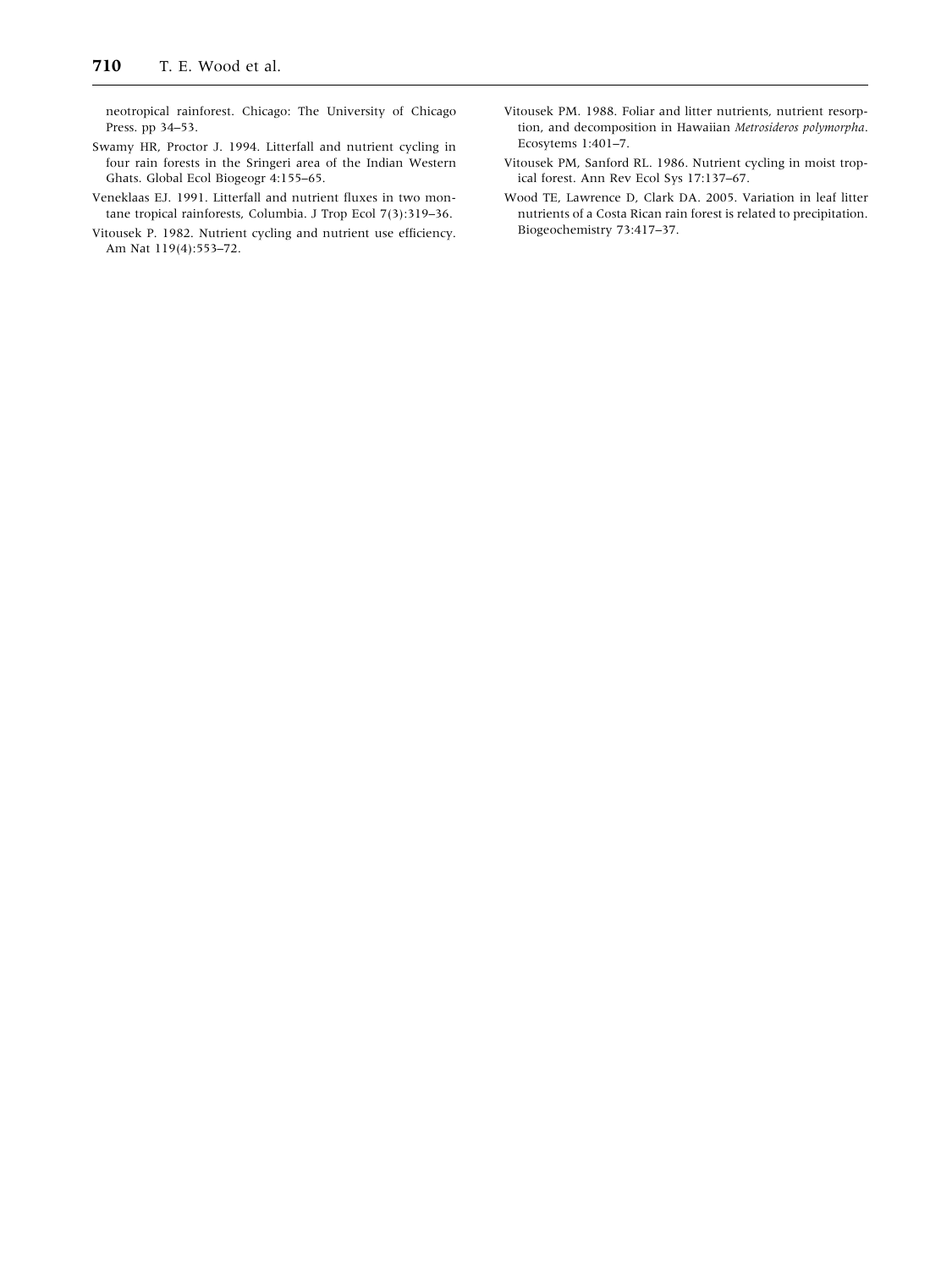neotropical rainforest. Chicago: The University of Chicago Press. pp 34–53.

Swamy HR, Proctor J. 1994. Litterfall and nutrient cycling in four rain forests in the Sringeri area of the Indian Western Ghats. Global Ecol Biogeogr 4:155–65.

Veneklaas EJ. 1991. Litterfall and nutrient fluxes in two montane tropical rainforests, Columbia. J Trop Ecol 7(3):319–36.

Vitousek P. 1982. Nutrient cycling and nutrient use efficiency. Am Nat 119(4):553–72.

Vitousek PM. 1988. Foliar and litter nutrients, nutrient resorption, and decomposition in Hawaiian *Metrosideros polymorpha*. Ecosytems 1:401–7.

Vitousek PM, Sanford RL. 1986. Nutrient cycling in moist tropical forest. Ann Rev Ecol Sys 17:137–67.

Wood TE, Lawrence D, Clark DA. 2005. Variation in leaf litter nutrients of a Costa Rican rain forest is related to precipitation. Biogeochemistry 73:417–37.